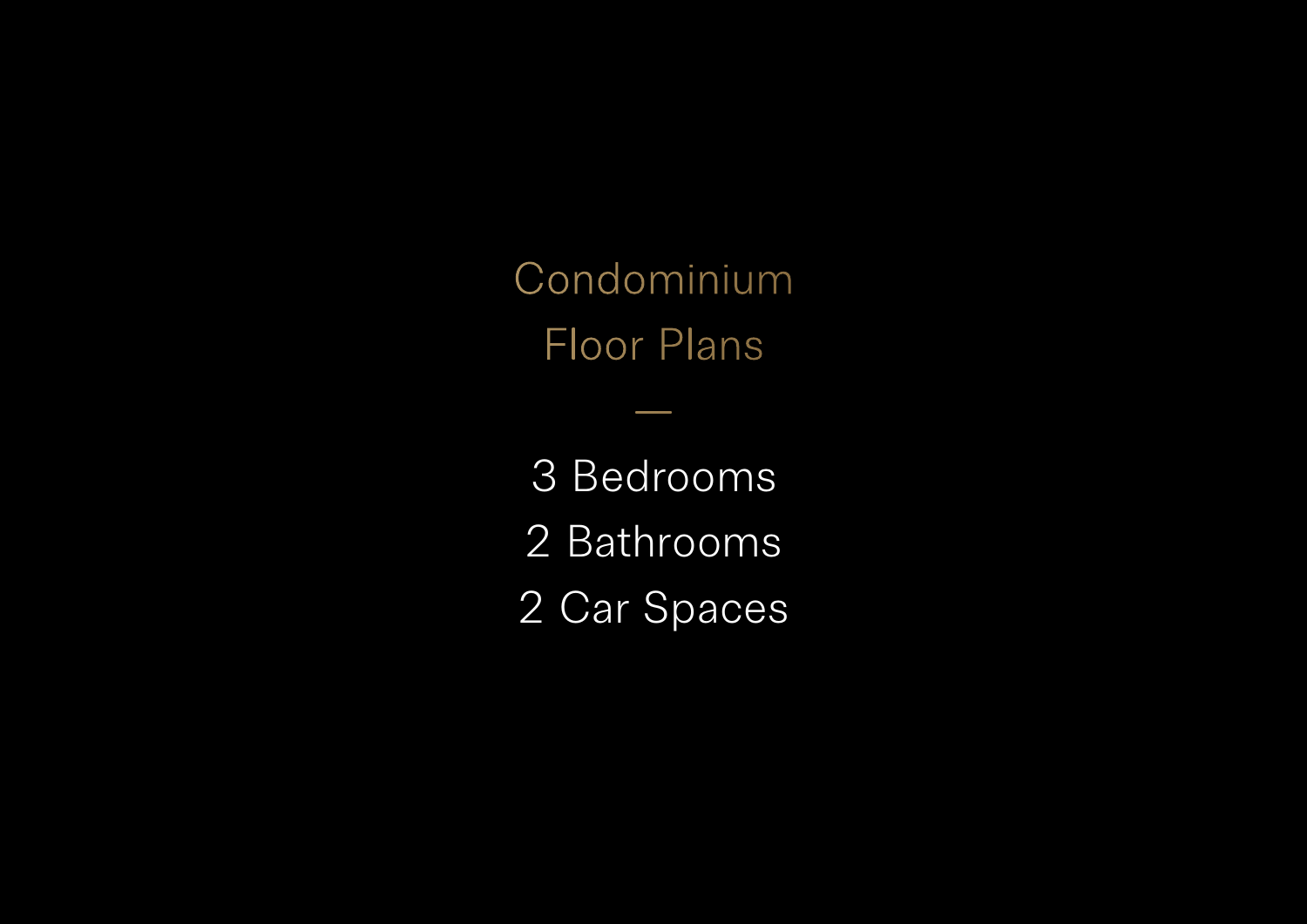# Condominium Floor Plans

—

3 Bedrooms

2 Bathrooms

2 Car Spaces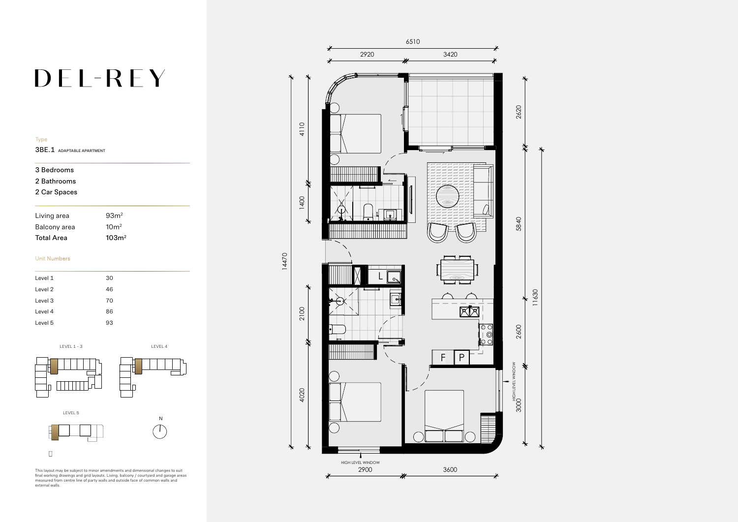# DEL-REY

Type

3BE.1 ADAPTABLE APARTMENT

3 Bedrooms
2 Bathrooms
2 Car Spaces

| | |
|---|---|
| Living area | 93m² |
| Balcony area | 10m² |
| **Total Area** | **103m²** |

Unit Numbers

| | |
|---|---|
| Level 1 | 30 |
| Level 2 | 46 |
| Level 3 | 70 |
| Level 4 | 86 |
| Level 5 | 93 |

LEVEL 1 - 3

LEVEL 4

LEVEL 5

N

This layout may be subject to minor amendments and dimensional changes to suit final working drawings and grid layouts. Living, balcony / courtyard and garage areas measured from centre line of party walls and outside face of common walls and external walls.

6510

2920 3420

4110 1400 2100 4020 14470

2620 5840 2600 3000 11630

L

F P

HIGH LEVEL WINDOW

HIGH LEVEL WINDOW

2900 3600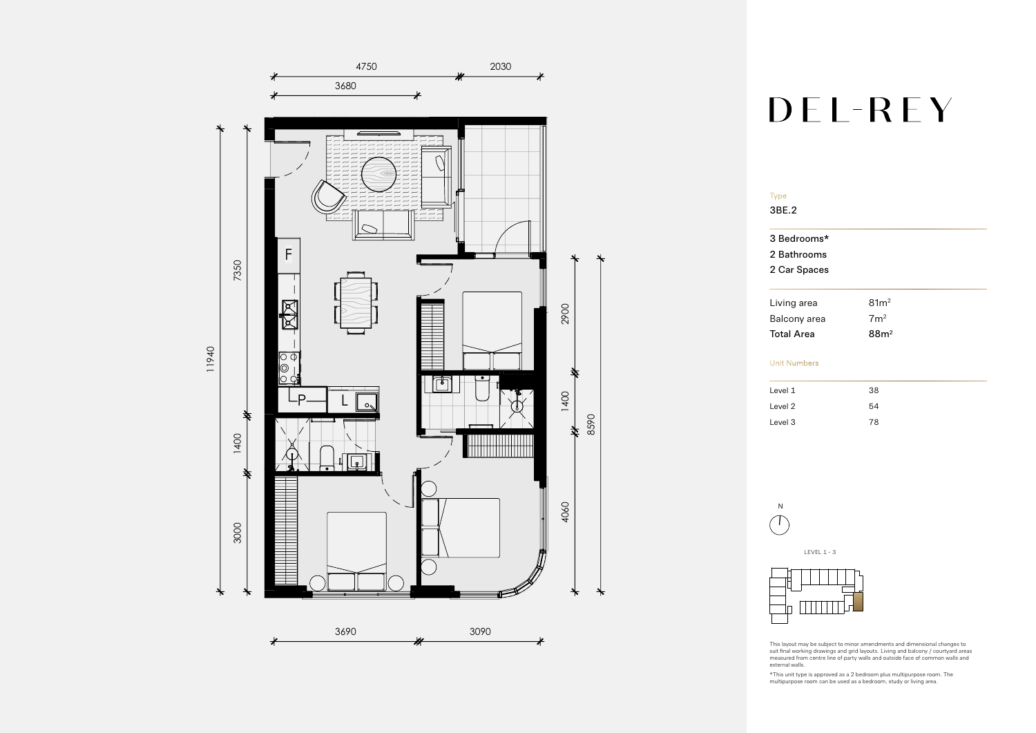4750

2030

3680

7350

11940

1400

3000

2900

1400

8590

4060

3690

3090

F

P

L

# DEL-REY

Type

3BE.2

3 Bedrooms*
2 Bathrooms
2 Car Spaces

| | |
|---|---|
| Living area | 81m$^2$ |
| Balcony area | 7m$^2$ |
| **Total Area** | **88m$^2$** |

Unit Numbers

| | |
|---|---|
| Level 1 | 38 |
| Level 2 | 54 |
| Level 3 | 78 |

N

LEVEL 1 - 3

This layout may be subject to minor amendments and dimensional changes to suit final working drawings and grid layouts. Living and balcony / courtyard areas measured from centre line of party walls and outside face of common walls and external walls.

*This unit type is approved as a 2 bedroom plus multipurpose room. The multipurpose room can be used as a bedroom, study or living area.